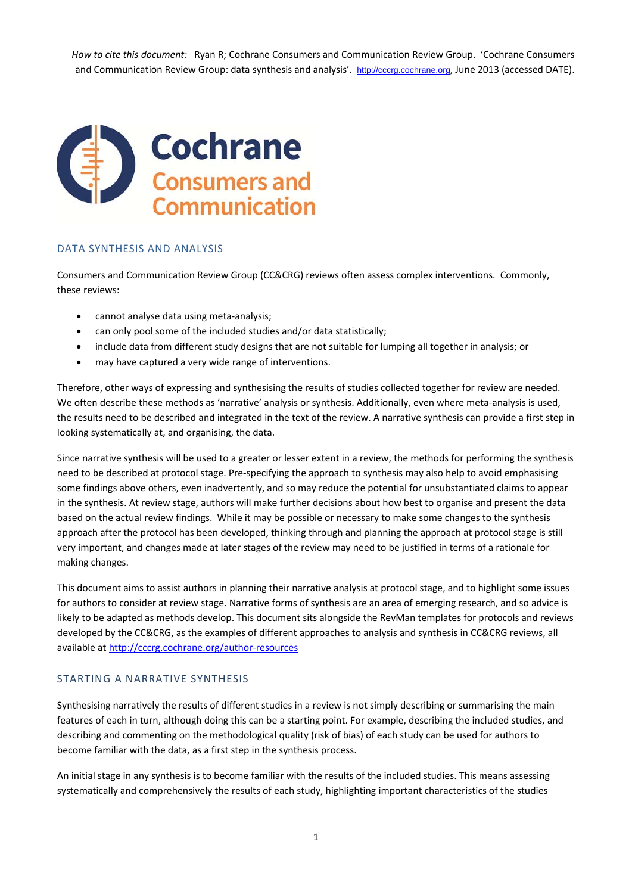*How to cite this document:* Ryan R; Cochrane Consumers and Communication Review Group. 'Cochrane Consumers and Communication Review Group: data synthesis and analysis'. http://cccrg.cochrane.org, June 2013 (accessed DATE).

Cochrane
Consumers and Communication

## DATA SYNTHESIS AND ANALYSIS

Consumers and Communication Review Group (CC&CRG) reviews often assess complex interventions. Commonly, these reviews:

- cannot analyse data using meta-analysis;
- can only pool some of the included studies and/or data statistically;
- include data from different study designs that are not suitable for lumping all together in analysis; or
- may have captured a very wide range of interventions.

Therefore, other ways of expressing and synthesising the results of studies collected together for review are needed. We often describe these methods as 'narrative' analysis or synthesis. Additionally, even where meta-analysis is used, the results need to be described and integrated in the text of the review. A narrative synthesis can provide a first step in looking systematically at, and organising, the data.

Since narrative synthesis will be used to a greater or lesser extent in a review, the methods for performing the synthesis need to be described at protocol stage. Pre-specifying the approach to synthesis may also help to avoid emphasising some findings above others, even inadvertently, and so may reduce the potential for unsubstantiated claims to appear in the synthesis. At review stage, authors will make further decisions about how best to organise and present the data based on the actual review findings. While it may be possible or necessary to make some changes to the synthesis approach after the protocol has been developed, thinking through and planning the approach at protocol stage is still very important, and changes made at later stages of the review may need to be justified in terms of a rationale for making changes.

This document aims to assist authors in planning their narrative analysis at protocol stage, and to highlight some issues for authors to consider at review stage. Narrative forms of synthesis are an area of emerging research, and so advice is likely to be adapted as methods develop. This document sits alongside the RevMan templates for protocols and reviews developed by the CC&CRG, as the examples of different approaches to analysis and synthesis in CC&CRG reviews, all available at http://cccrg.cochrane.org/author-resources

## STARTING A NARRATIVE SYNTHESIS

Synthesising narratively the results of different studies in a review is not simply describing or summarising the main features of each in turn, although doing this can be a starting point. For example, describing the included studies, and describing and commenting on the methodological quality (risk of bias) of each study can be used for authors to become familiar with the data, as a first step in the synthesis process.

An initial stage in any synthesis is to become familiar with the results of the included studies. This means assessing systematically and comprehensively the results of each study, highlighting important characteristics of the studies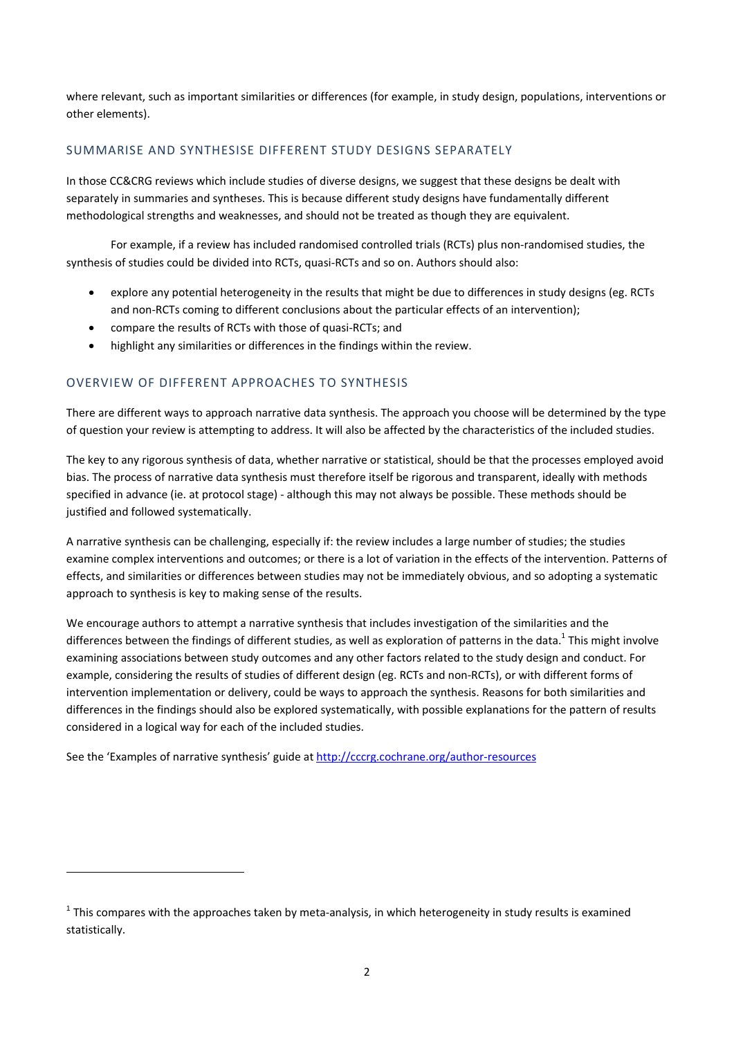where relevant, such as important similarities or differences (for example, in study design, populations, interventions or other elements).

## SUMMARISE AND SYNTHESISE DIFFERENT STUDY DESIGNS SEPARATELY

In those CC&CRG reviews which include studies of diverse designs, we suggest that these designs be dealt with separately in summaries and syntheses. This is because different study designs have fundamentally different methodological strengths and weaknesses, and should not be treated as though they are equivalent.

For example, if a review has included randomised controlled trials (RCTs) plus non-randomised studies, the synthesis of studies could be divided into RCTs, quasi-RCTs and so on. Authors should also:

- explore any potential heterogeneity in the results that might be due to differences in study designs (eg. RCTs and non-RCTs coming to different conclusions about the particular effects of an intervention);
- compare the results of RCTs with those of quasi-RCTs; and
- highlight any similarities or differences in the findings within the review.

## OVERVIEW OF DIFFERENT APPROACHES TO SYNTHESIS

There are different ways to approach narrative data synthesis. The approach you choose will be determined by the type of question your review is attempting to address. It will also be affected by the characteristics of the included studies.

The key to any rigorous synthesis of data, whether narrative or statistical, should be that the processes employed avoid bias. The process of narrative data synthesis must therefore itself be rigorous and transparent, ideally with methods specified in advance (ie. at protocol stage) - although this may not always be possible. These methods should be justified and followed systematically.

A narrative synthesis can be challenging, especially if: the review includes a large number of studies; the studies examine complex interventions and outcomes; or there is a lot of variation in the effects of the intervention. Patterns of effects, and similarities or differences between studies may not be immediately obvious, and so adopting a systematic approach to synthesis is key to making sense of the results.

We encourage authors to attempt a narrative synthesis that includes investigation of the similarities and the differences between the findings of different studies, as well as exploration of patterns in the data.[1] This might involve examining associations between study outcomes and any other factors related to the study design and conduct. For example, considering the results of studies of different design (eg. RCTs and non-RCTs), or with different forms of intervention implementation or delivery, could be ways to approach the synthesis. Reasons for both similarities and differences in the findings should also be explored systematically, with possible explanations for the pattern of results considered in a logical way for each of the included studies.

See the 'Examples of narrative synthesis' guide at http://cccrg.cochrane.org/author-resources

---

[1] This compares with the approaches taken by meta-analysis, in which heterogeneity in study results is examined statistically.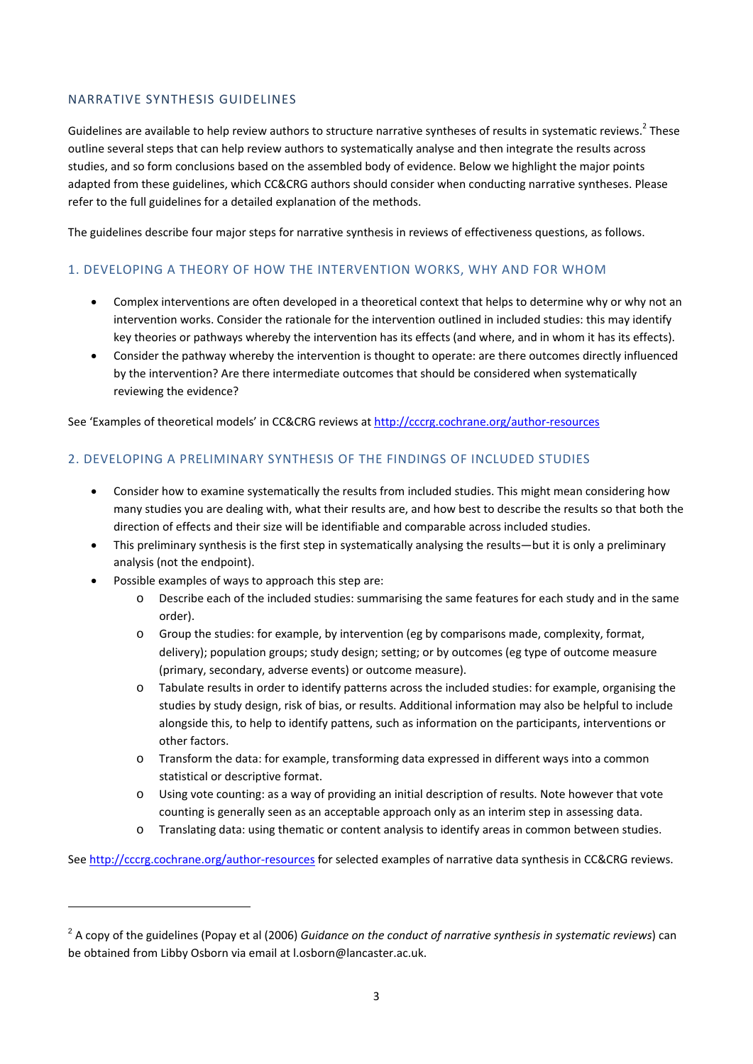## NARRATIVE SYNTHESIS GUIDELINES

Guidelines are available to help review authors to structure narrative syntheses of results in systematic reviews.[2] These outline several steps that can help review authors to systematically analyse and then integrate the results across studies, and so form conclusions based on the assembled body of evidence. Below we highlight the major points adapted from these guidelines, which CC&CRG authors should consider when conducting narrative syntheses. Please refer to the full guidelines for a detailed explanation of the methods.

The guidelines describe four major steps for narrative synthesis in reviews of effectiveness questions, as follows.

### 1. DEVELOPING A THEORY OF HOW THE INTERVENTION WORKS, WHY AND FOR WHOM

- Complex interventions are often developed in a theoretical context that helps to determine why or why not an intervention works. Consider the rationale for the intervention outlined in included studies: this may identify key theories or pathways whereby the intervention has its effects (and where, and in whom it has its effects).
- Consider the pathway whereby the intervention is thought to operate: are there outcomes directly influenced by the intervention? Are there intermediate outcomes that should be considered when systematically reviewing the evidence?

See 'Examples of theoretical models' in CC&CRG reviews at http://cccrg.cochrane.org/author-resources

### 2. DEVELOPING A PRELIMINARY SYNTHESIS OF THE FINDINGS OF INCLUDED STUDIES

- Consider how to examine systematically the results from included studies. This might mean considering how many studies you are dealing with, what their results are, and how best to describe the results so that both the direction of effects and their size will be identifiable and comparable across included studies.
- This preliminary synthesis is the first step in systematically analysing the results—but it is only a preliminary analysis (not the endpoint).
- Possible examples of ways to approach this step are:
    - Describe each of the included studies: summarising the same features for each study and in the same order).
    - Group the studies: for example, by intervention (eg by comparisons made, complexity, format, delivery); population groups; study design; setting; or by outcomes (eg type of outcome measure (primary, secondary, adverse events) or outcome measure).
    - Tabulate results in order to identify patterns across the included studies: for example, organising the studies by study design, risk of bias, or results. Additional information may also be helpful to include alongside this, to help to identify pattens, such as information on the participants, interventions or other factors.
    - Transform the data: for example, transforming data expressed in different ways into a common statistical or descriptive format.
    - Using vote counting: as a way of providing an initial description of results. Note however that vote counting is generally seen as an acceptable approach only as an interim step in assessing data.
    - Translating data: using thematic or content analysis to identify areas in common between studies.

See http://cccrg.cochrane.org/author-resources for selected examples of narrative data synthesis in CC&CRG reviews.

---

[2] A copy of the guidelines (Popay et al (2006) *Guidance on the conduct of narrative synthesis in systematic reviews*) can be obtained from Libby Osborn via email at l.osborn@lancaster.ac.uk.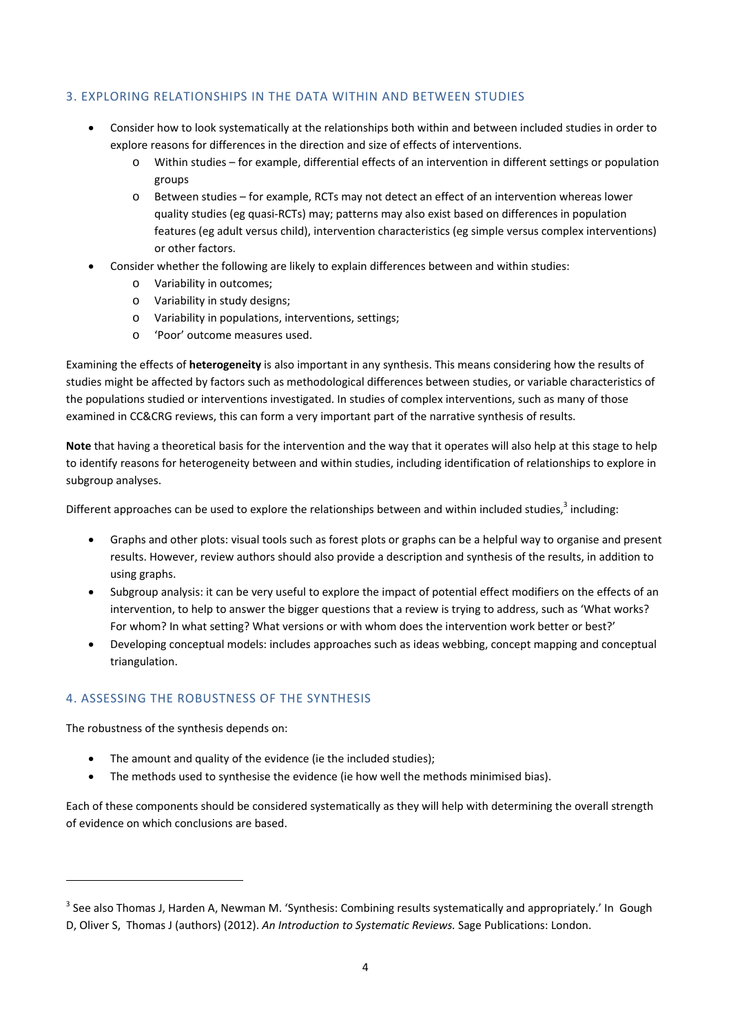## 3. EXPLORING RELATIONSHIPS IN THE DATA WITHIN AND BETWEEN STUDIES

- Consider how to look systematically at the relationships both within and between included studies in order to explore reasons for differences in the direction and size of effects of interventions.
  - Within studies – for example, differential effects of an intervention in different settings or population groups
  - Between studies – for example, RCTs may not detect an effect of an intervention whereas lower quality studies (eg quasi-RCTs) may; patterns may also exist based on differences in population features (eg adult versus child), intervention characteristics (eg simple versus complex interventions) or other factors.
- Consider whether the following are likely to explain differences between and within studies:
  - Variability in outcomes;
  - Variability in study designs;
  - Variability in populations, interventions, settings;
  - 'Poor' outcome measures used.

Examining the effects of **heterogeneity** is also important in any synthesis. This means considering how the results of studies might be affected by factors such as methodological differences between studies, or variable characteristics of the populations studied or interventions investigated. In studies of complex interventions, such as many of those examined in CC&CRG reviews, this can form a very important part of the narrative synthesis of results.

**Note** that having a theoretical basis for the intervention and the way that it operates will also help at this stage to help to identify reasons for heterogeneity between and within studies, including identification of relationships to explore in subgroup analyses.

Different approaches can be used to explore the relationships between and within included studies,[3] including:

- Graphs and other plots: visual tools such as forest plots or graphs can be a helpful way to organise and present results. However, review authors should also provide a description and synthesis of the results, in addition to using graphs.
- Subgroup analysis: it can be very useful to explore the impact of potential effect modifiers on the effects of an intervention, to help to answer the bigger questions that a review is trying to address, such as 'What works? For whom? In what setting? What versions or with whom does the intervention work better or best?'
- Developing conceptual models: includes approaches such as ideas webbing, concept mapping and conceptual triangulation.

## 4. ASSESSING THE ROBUSTNESS OF THE SYNTHESIS

The robustness of the synthesis depends on:

- The amount and quality of the evidence (ie the included studies);
- The methods used to synthesise the evidence (ie how well the methods minimised bias).

Each of these components should be considered systematically as they will help with determining the overall strength of evidence on which conclusions are based.

---

[3] See also Thomas J, Harden A, Newman M. 'Synthesis: Combining results systematically and appropriately.' In Gough D, Oliver S, Thomas J (authors) (2012). *An Introduction to Systematic Reviews.* Sage Publications: London.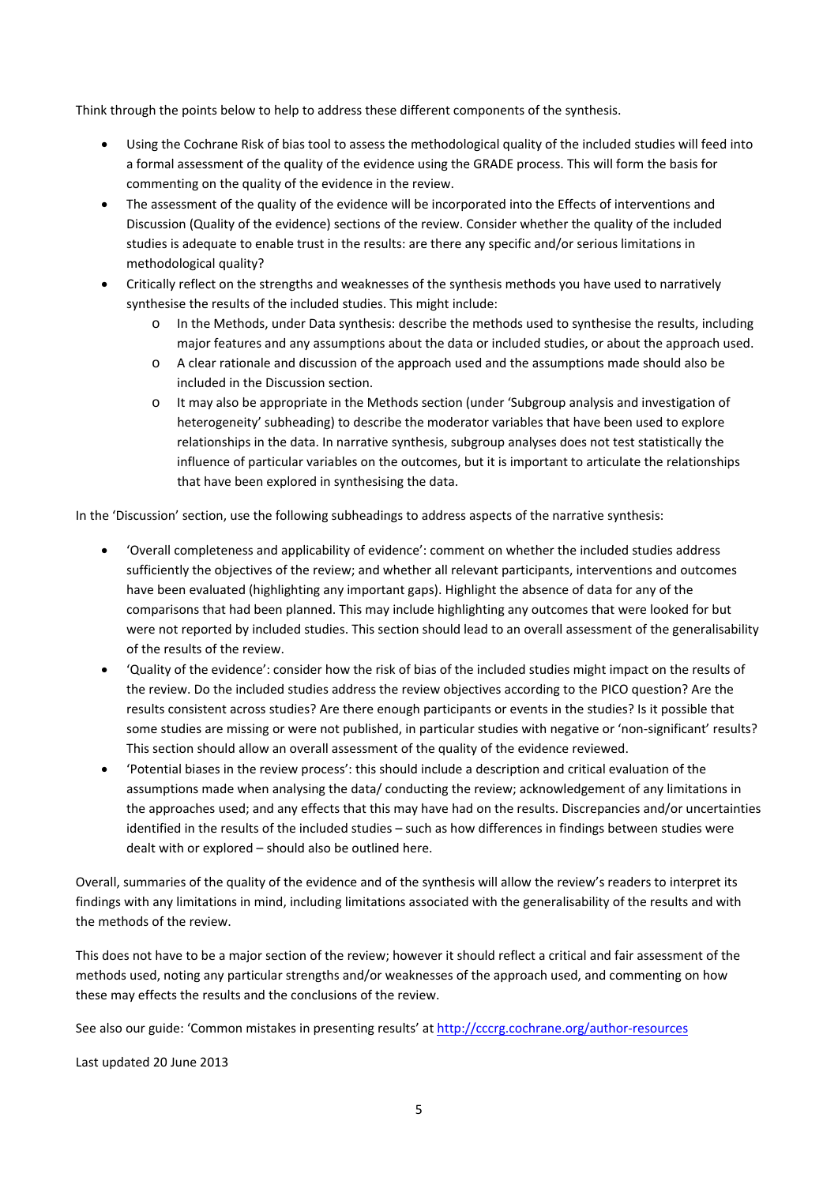Think through the points below to help to address these different components of the synthesis.

- Using the Cochrane Risk of bias tool to assess the methodological quality of the included studies will feed into a formal assessment of the quality of the evidence using the GRADE process. This will form the basis for commenting on the quality of the evidence in the review.
- The assessment of the quality of the evidence will be incorporated into the Effects of interventions and Discussion (Quality of the evidence) sections of the review. Consider whether the quality of the included studies is adequate to enable trust in the results: are there any specific and/or serious limitations in methodological quality?
- Critically reflect on the strengths and weaknesses of the synthesis methods you have used to narratively synthesise the results of the included studies. This might include:
    - In the Methods, under Data synthesis: describe the methods used to synthesise the results, including major features and any assumptions about the data or included studies, or about the approach used.
    - A clear rationale and discussion of the approach used and the assumptions made should also be included in the Discussion section.
    - It may also be appropriate in the Methods section (under 'Subgroup analysis and investigation of heterogeneity' subheading) to describe the moderator variables that have been used to explore relationships in the data. In narrative synthesis, subgroup analyses does not test statistically the influence of particular variables on the outcomes, but it is important to articulate the relationships that have been explored in synthesising the data.

In the 'Discussion' section, use the following subheadings to address aspects of the narrative synthesis:

- 'Overall completeness and applicability of evidence': comment on whether the included studies address sufficiently the objectives of the review; and whether all relevant participants, interventions and outcomes have been evaluated (highlighting any important gaps). Highlight the absence of data for any of the comparisons that had been planned. This may include highlighting any outcomes that were looked for but were not reported by included studies. This section should lead to an overall assessment of the generalisability of the results of the review.
- 'Quality of the evidence': consider how the risk of bias of the included studies might impact on the results of the review. Do the included studies address the review objectives according to the PICO question? Are the results consistent across studies? Are there enough participants or events in the studies? Is it possible that some studies are missing or were not published, in particular studies with negative or 'non-significant' results? This section should allow an overall assessment of the quality of the evidence reviewed.
- 'Potential biases in the review process': this should include a description and critical evaluation of the assumptions made when analysing the data/ conducting the review; acknowledgement of any limitations in the approaches used; and any effects that this may have had on the results. Discrepancies and/or uncertainties identified in the results of the included studies – such as how differences in findings between studies were dealt with or explored – should also be outlined here.

Overall, summaries of the quality of the evidence and of the synthesis will allow the review's readers to interpret its findings with any limitations in mind, including limitations associated with the generalisability of the results and with the methods of the review.

This does not have to be a major section of the review; however it should reflect a critical and fair assessment of the methods used, noting any particular strengths and/or weaknesses of the approach used, and commenting on how these may effects the results and the conclusions of the review.

See also our guide: 'Common mistakes in presenting results' at [http://cccrg.cochrane.org/author-resources](http://cccrg.cochrane.org/author-resources)

Last updated 20 June 2013